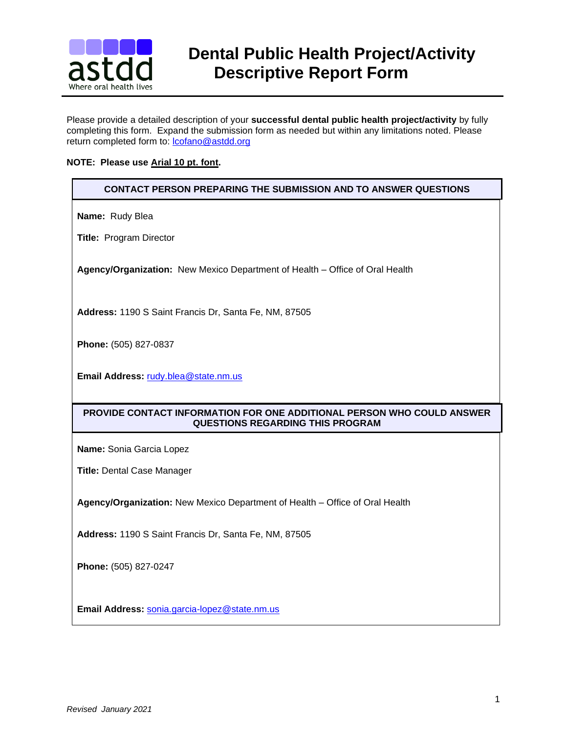astdd
Where oral health lives

# Dental Public Health Project/Activity Descriptive Report Form

Please provide a detailed description of your **successful dental public health project/activity** by fully completing this form. Expand the submission form as needed but within any limitations noted. Please return completed form to: lcofano@astdd.org

**NOTE: Please use Arial 10 pt. font.**

## CONTACT PERSON PREPARING THE SUBMISSION AND TO ANSWER QUESTIONS

**Name:** Rudy Blea

**Title:** Program Director

**Agency/Organization:** New Mexico Department of Health – Office of Oral Health

**Address:** 1190 S Saint Francis Dr, Santa Fe, NM, 87505

**Phone:** (505) 827-0837

**Email Address:** rudy.blea@state.nm.us

## PROVIDE CONTACT INFORMATION FOR ONE ADDITIONAL PERSON WHO COULD ANSWER QUESTIONS REGARDING THIS PROGRAM

**Name:** Sonia Garcia Lopez

**Title:** Dental Case Manager

**Agency/Organization:** New Mexico Department of Health – Office of Oral Health

**Address:** 1190 S Saint Francis Dr, Santa Fe, NM, 87505

**Phone:** (505) 827-0247

**Email Address:** sonia.garcia-lopez@state.nm.us

*Revised January 2021*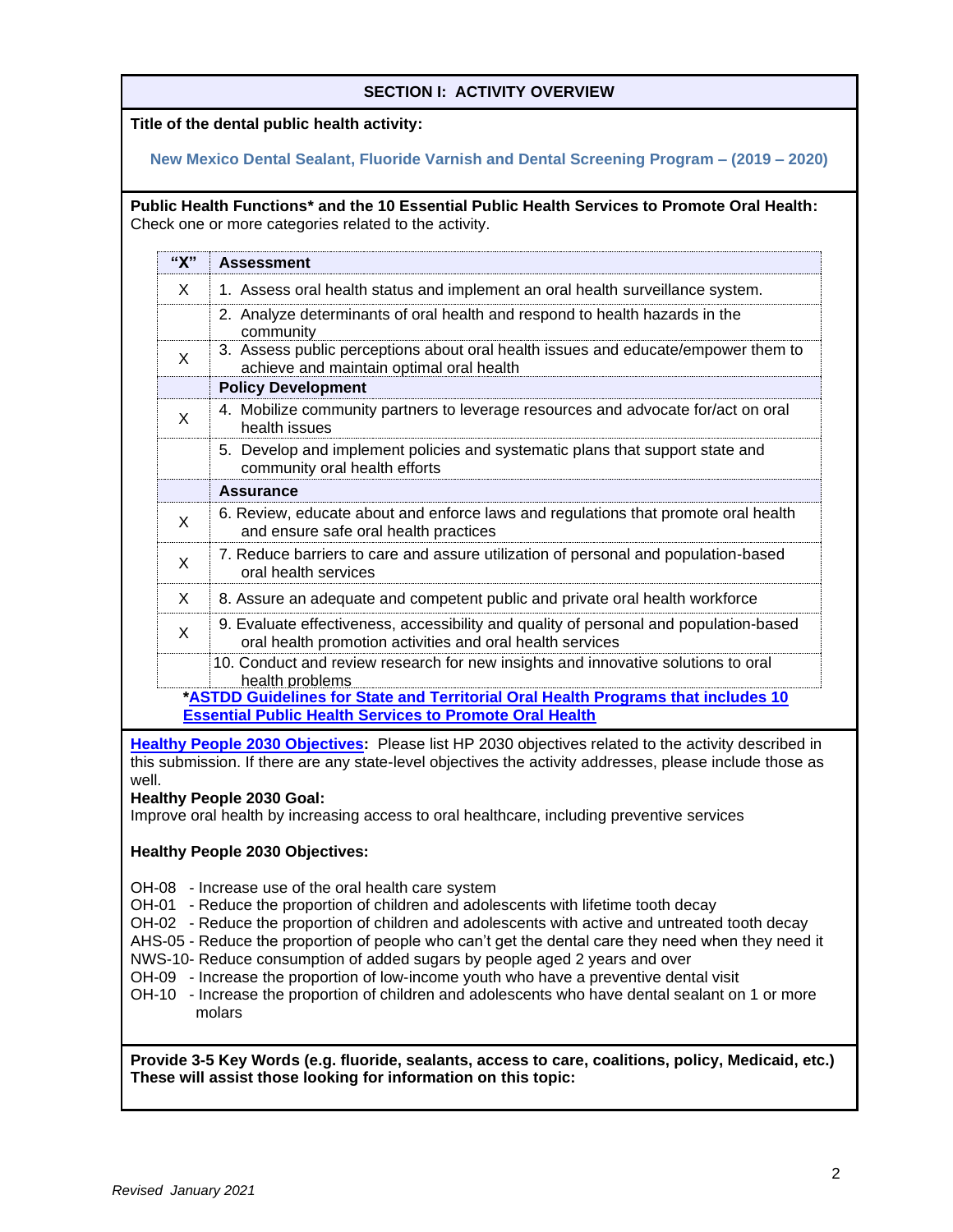## SECTION I: ACTIVITY OVERVIEW

**Title of the dental public health activity:**

**New Mexico Dental Sealant, Fluoride Varnish and Dental Screening Program – (2019 – 2020)**

**Public Health Functions* and the 10 Essential Public Health Services to Promote Oral Health:** Check one or more categories related to the activity.

| "X" | Assessment |
|---|---|
| X | 1. Assess oral health status and implement an oral health surveillance system. |
| | 2. Analyze determinants of oral health and respond to health hazards in the community |
| X | 3. Assess public perceptions about oral health issues and educate/empower them to achieve and maintain optimal oral health |
| | **Policy Development** |
| X | 4. Mobilize community partners to leverage resources and advocate for/act on oral health issues |
| | 5. Develop and implement policies and systematic plans that support state and community oral health efforts |
| | **Assurance** |
| X | 6. Review, educate about and enforce laws and regulations that promote oral health and ensure safe oral health practices |
| X | 7. Reduce barriers to care and assure utilization of personal and population-based oral health services |
| X | 8. Assure an adequate and competent public and private oral health workforce |
| X | 9. Evaluate effectiveness, accessibility and quality of personal and population-based oral health promotion activities and oral health services |
| | 10. Conduct and review research for new insights and innovative solutions to oral health problems |

***ASTDD Guidelines for State and Territorial Oral Health Programs that includes 10 Essential Public Health Services to Promote Oral Health**

**Healthy People 2030 Objectives:** Please list HP 2030 objectives related to the activity described in this submission. If there are any state-level objectives the activity addresses, please include those as well.

**Healthy People 2030 Goal:**
Improve oral health by increasing access to oral healthcare, including preventive services

**Healthy People 2030 Objectives:**

- OH-08 - Increase use of the oral health care system
- OH-01 - Reduce the proportion of children and adolescents with lifetime tooth decay
- OH-02 - Reduce the proportion of children and adolescents with active and untreated tooth decay
- AHS-05 - Reduce the proportion of people who can't get the dental care they need when they need it
- NWS-10- Reduce consumption of added sugars by people aged 2 years and over
- OH-09 - Increase the proportion of low-income youth who have a preventive dental visit
- OH-10 - Increase the proportion of children and adolescents who have dental sealant on 1 or more molars

**Provide 3-5 Key Words (e.g. fluoride, sealants, access to care, coalitions, policy, Medicaid, etc.) These will assist those looking for information on this topic:**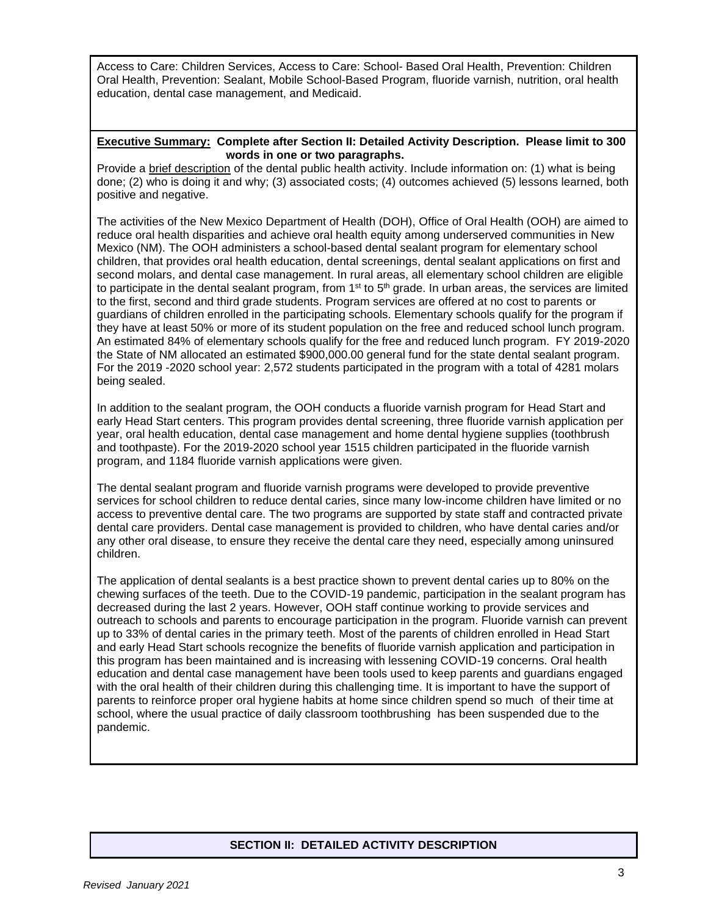Access to Care: Children Services, Access to Care: School- Based Oral Health, Prevention: Children Oral Health, Prevention: Sealant, Mobile School-Based Program, fluoride varnish, nutrition, oral health education, dental case management, and Medicaid.

**Executive Summary: Complete after Section II: Detailed Activity Description. Please limit to 300 words in one or two paragraphs.**

Provide a brief description of the dental public health activity. Include information on: (1) what is being done; (2) who is doing it and why; (3) associated costs; (4) outcomes achieved (5) lessons learned, both positive and negative.

The activities of the New Mexico Department of Health (DOH), Office of Oral Health (OOH) are aimed to reduce oral health disparities and achieve oral health equity among underserved communities in New Mexico (NM). The OOH administers a school-based dental sealant program for elementary school children, that provides oral health education, dental screenings, dental sealant applications on first and second molars, and dental case management. In rural areas, all elementary school children are eligible to participate in the dental sealant program, from 1st to 5th grade. In urban areas, the services are limited to the first, second and third grade students. Program services are offered at no cost to parents or guardians of children enrolled in the participating schools. Elementary schools qualify for the program if they have at least 50% or more of its student population on the free and reduced school lunch program. An estimated 84% of elementary schools qualify for the free and reduced lunch program. FY 2019-2020 the State of NM allocated an estimated $900,000.00 general fund for the state dental sealant program. For the 2019 -2020 school year: 2,572 students participated in the program with a total of 4281 molars being sealed.

In addition to the sealant program, the OOH conducts a fluoride varnish program for Head Start and early Head Start centers. This program provides dental screening, three fluoride varnish application per year, oral health education, dental case management and home dental hygiene supplies (toothbrush and toothpaste). For the 2019-2020 school year 1515 children participated in the fluoride varnish program, and 1184 fluoride varnish applications were given.

The dental sealant program and fluoride varnish programs were developed to provide preventive services for school children to reduce dental caries, since many low-income children have limited or no access to preventive dental care. The two programs are supported by state staff and contracted private dental care providers. Dental case management is provided to children, who have dental caries and/or any other oral disease, to ensure they receive the dental care they need, especially among uninsured children.

The application of dental sealants is a best practice shown to prevent dental caries up to 80% on the chewing surfaces of the teeth. Due to the COVID-19 pandemic, participation in the sealant program has decreased during the last 2 years. However, OOH staff continue working to provide services and outreach to schools and parents to encourage participation in the program. Fluoride varnish can prevent up to 33% of dental caries in the primary teeth. Most of the parents of children enrolled in Head Start and early Head Start schools recognize the benefits of fluoride varnish application and participation in this program has been maintained and is increasing with lessening COVID-19 concerns. Oral health education and dental case management have been tools used to keep parents and guardians engaged with the oral health of their children during this challenging time. It is important to have the support of parents to reinforce proper oral hygiene habits at home since children spend so much of their time at school, where the usual practice of daily classroom toothbrushing has been suspended due to the pandemic.

## SECTION II: DETAILED ACTIVITY DESCRIPTION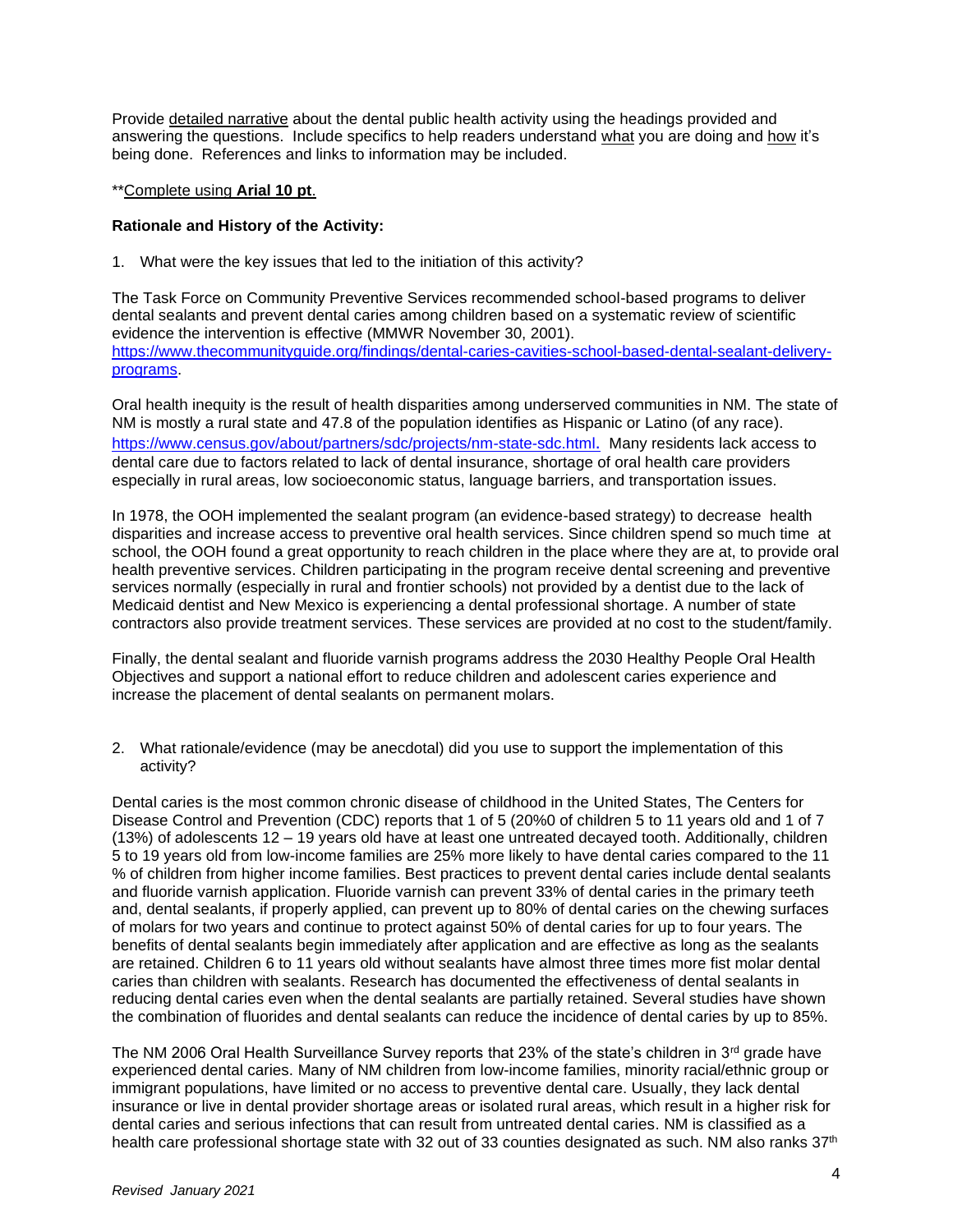Provide detailed narrative about the dental public health activity using the headings provided and answering the questions. Include specifics to help readers understand what you are doing and how it's being done. References and links to information may be included.

**Complete using **Arial 10 pt**.

**Rationale and History of the Activity:**

1. What were the key issues that led to the initiation of this activity?

The Task Force on Community Preventive Services recommended school-based programs to deliver dental sealants and prevent dental caries among children based on a systematic review of scientific evidence the intervention is effective (MMWR November 30, 2001). [https://www.thecommunityguide.org/findings/dental-caries-cavities-school-based-dental-sealant-delivery-programs](https://www.thecommunityguide.org/findings/dental-caries-cavities-school-based-dental-sealant-delivery-programs).

Oral health inequity is the result of health disparities among underserved communities in NM. The state of NM is mostly a rural state and 47.8 of the population identifies as Hispanic or Latino (of any race). [https://www.census.gov/about/partners/sdc/projects/nm-state-sdc.html](https://www.census.gov/about/partners/sdc/projects/nm-state-sdc.html). Many residents lack access to dental care due to factors related to lack of dental insurance, shortage of oral health care providers especially in rural areas, low socioeconomic status, language barriers, and transportation issues.

In 1978, the OOH implemented the sealant program (an evidence-based strategy) to decrease health disparities and increase access to preventive oral health services. Since children spend so much time at school, the OOH found a great opportunity to reach children in the place where they are at, to provide oral health preventive services. Children participating in the program receive dental screening and preventive services normally (especially in rural and frontier schools) not provided by a dentist due to the lack of Medicaid dentist and New Mexico is experiencing a dental professional shortage. A number of state contractors also provide treatment services. These services are provided at no cost to the student/family.

Finally, the dental sealant and fluoride varnish programs address the 2030 Healthy People Oral Health Objectives and support a national effort to reduce children and adolescent caries experience and increase the placement of dental sealants on permanent molars.

2. What rationale/evidence (may be anecdotal) did you use to support the implementation of this activity?

Dental caries is the most common chronic disease of childhood in the United States, The Centers for Disease Control and Prevention (CDC) reports that 1 of 5 (20%0 of children 5 to 11 years old and 1 of 7 (13%) of adolescents 12 – 19 years old have at least one untreated decayed tooth. Additionally, children 5 to 19 years old from low-income families are 25% more likely to have dental caries compared to the 11 % of children from higher income families. Best practices to prevent dental caries include dental sealants and fluoride varnish application. Fluoride varnish can prevent 33% of dental caries in the primary teeth and, dental sealants, if properly applied, can prevent up to 80% of dental caries on the chewing surfaces of molars for two years and continue to protect against 50% of dental caries for up to four years. The benefits of dental sealants begin immediately after application and are effective as long as the sealants are retained. Children 6 to 11 years old without sealants have almost three times more fist molar dental caries than children with sealants. Research has documented the effectiveness of dental sealants in reducing dental caries even when the dental sealants are partially retained. Several studies have shown the combination of fluorides and dental sealants can reduce the incidence of dental caries by up to 85%.

The NM 2006 Oral Health Surveillance Survey reports that 23% of the state's children in 3rd grade have experienced dental caries. Many of NM children from low-income families, minority racial/ethnic group or immigrant populations, have limited or no access to preventive dental care. Usually, they lack dental insurance or live in dental provider shortage areas or isolated rural areas, which result in a higher risk for dental caries and serious infections that can result from untreated dental caries. NM is classified as a health care professional shortage state with 32 out of 33 counties designated as such. NM also ranks 37th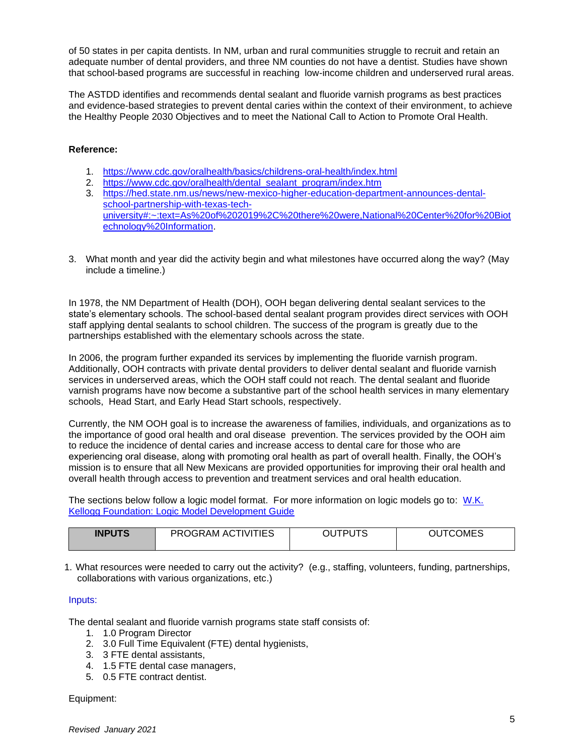of 50 states in per capita dentists. In NM, urban and rural communities struggle to recruit and retain an adequate number of dental providers, and three NM counties do not have a dentist. Studies have shown that school-based programs are successful in reaching low-income children and underserved rural areas.

The ASTDD identifies and recommends dental sealant and fluoride varnish programs as best practices and evidence-based strategies to prevent dental caries within the context of their environment, to achieve the Healthy People 2030 Objectives and to meet the National Call to Action to Promote Oral Health.

**Reference:**

1. https://www.cdc.gov/oralhealth/basics/childrens-oral-health/index.html
2. https://www.cdc.gov/oralhealth/dental_sealant_program/index.htm
3. https://hed.state.nm.us/news/new-mexico-higher-education-department-announces-dental-school-partnership-with-texas-tech-university#:~:text=As%20of%202019%2C%20there%20were,National%20Center%20for%20Biotechnology%20Information.

3. What month and year did the activity begin and what milestones have occurred along the way? (May include a timeline.)

In 1978, the NM Department of Health (DOH), OOH began delivering dental sealant services to the state's elementary schools. The school-based dental sealant program provides direct services with OOH staff applying dental sealants to school children. The success of the program is greatly due to the partnerships established with the elementary schools across the state.

In 2006, the program further expanded its services by implementing the fluoride varnish program. Additionally, OOH contracts with private dental providers to deliver dental sealant and fluoride varnish services in underserved areas, which the OOH staff could not reach. The dental sealant and fluoride varnish programs have now become a substantive part of the school health services in many elementary schools, Head Start, and Early Head Start schools, respectively.

Currently, the NM OOH goal is to increase the awareness of families, individuals, and organizations as to the importance of good oral health and oral disease prevention. The services provided by the OOH aim to reduce the incidence of dental caries and increase access to dental care for those who are experiencing oral disease, along with promoting oral health as part of overall health. Finally, the OOH's mission is to ensure that all New Mexicans are provided opportunities for improving their oral health and overall health through access to prevention and treatment services and oral health education.

The sections below follow a logic model format. For more information on logic models go to: W.K. Kellogg Foundation: Logic Model Development Guide

| **INPUTS** | PROGRAM ACTIVITIES | OUTPUTS | OUTCOMES |
|---|---|---|---|

1. What resources were needed to carry out the activity? (e.g., staffing, volunteers, funding, partnerships, collaborations with various organizations, etc.)

Inputs:

The dental sealant and fluoride varnish programs state staff consists of:

1. 1.0 Program Director
2. 3.0 Full Time Equivalent (FTE) dental hygienists,
3. 3 FTE dental assistants,
4. 1.5 FTE dental case managers,
5. 0.5 FTE contract dentist.

Equipment: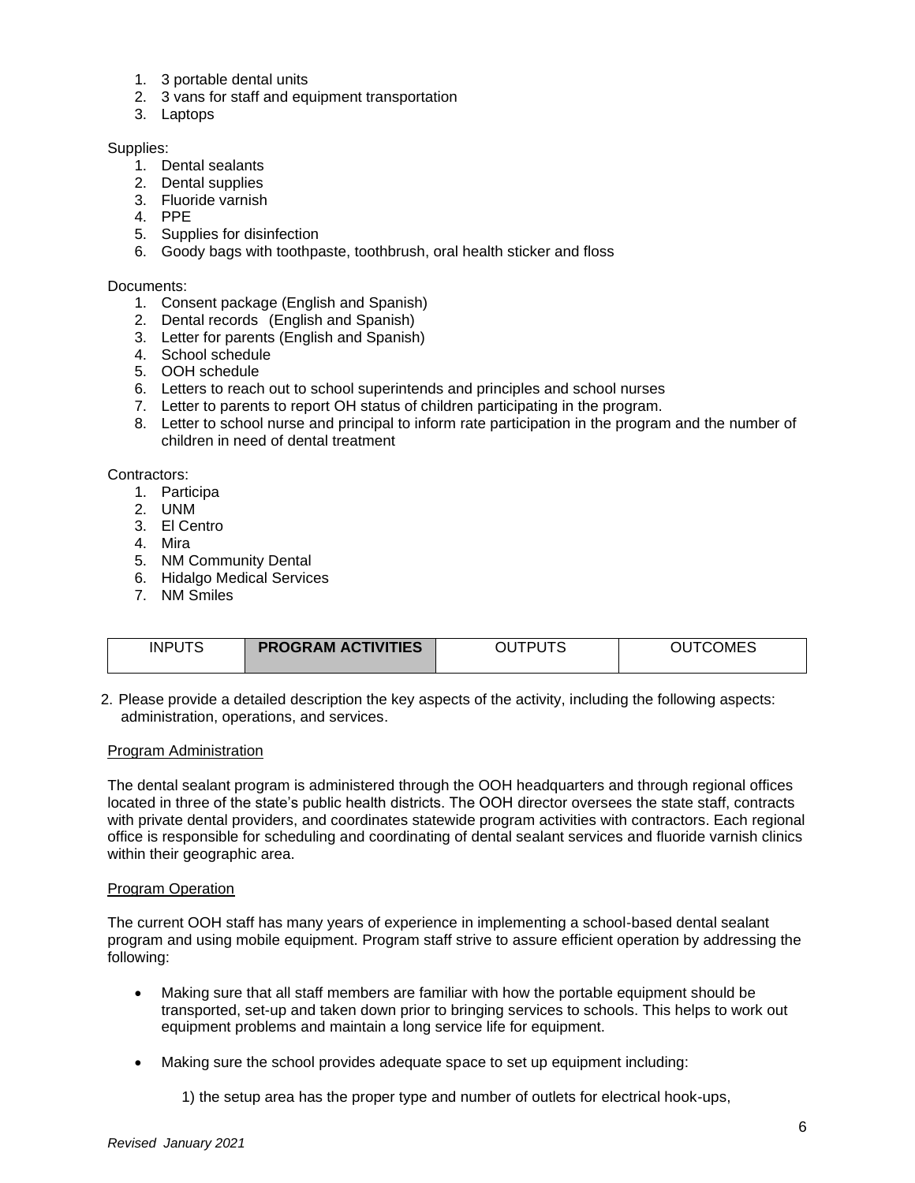1. 3 portable dental units
2. 3 vans for staff and equipment transportation
3. Laptops

Supplies:

1. Dental sealants
2. Dental supplies
3. Fluoride varnish
4. PPE
5. Supplies for disinfection
6. Goody bags with toothpaste, toothbrush, oral health sticker and floss

Documents:

1. Consent package (English and Spanish)
2. Dental records (English and Spanish)
3. Letter for parents (English and Spanish)
4. School schedule
5. OOH schedule
6. Letters to reach out to school superintends and principles and school nurses
7. Letter to parents to report OH status of children participating in the program.
8. Letter to school nurse and principal to inform rate participation in the program and the number of children in need of dental treatment

Contractors:

1. Participa
2. UNM
3. El Centro
4. Mira
5. NM Community Dental
6. Hidalgo Medical Services
7. NM Smiles

| INPUTS | **PROGRAM ACTIVITIES** | OUTPUTS | OUTCOMES |
|---|---|---|---|

2. Please provide a detailed description the key aspects of the activity, including the following aspects: administration, operations, and services.

<u>Program Administration</u>

The dental sealant program is administered through the OOH headquarters and through regional offices located in three of the state's public health districts. The OOH director oversees the state staff, contracts with private dental providers, and coordinates statewide program activities with contractors. Each regional office is responsible for scheduling and coordinating of dental sealant services and fluoride varnish clinics within their geographic area.

<u>Program Operation</u>

The current OOH staff has many years of experience in implementing a school-based dental sealant program and using mobile equipment. Program staff strive to assure efficient operation by addressing the following:

- Making sure that all staff members are familiar with how the portable equipment should be transported, set-up and taken down prior to bringing services to schools. This helps to work out equipment problems and maintain a long service life for equipment.
- Making sure the school provides adequate space to set up equipment including:

    1) the setup area has the proper type and number of outlets for electrical hook-ups,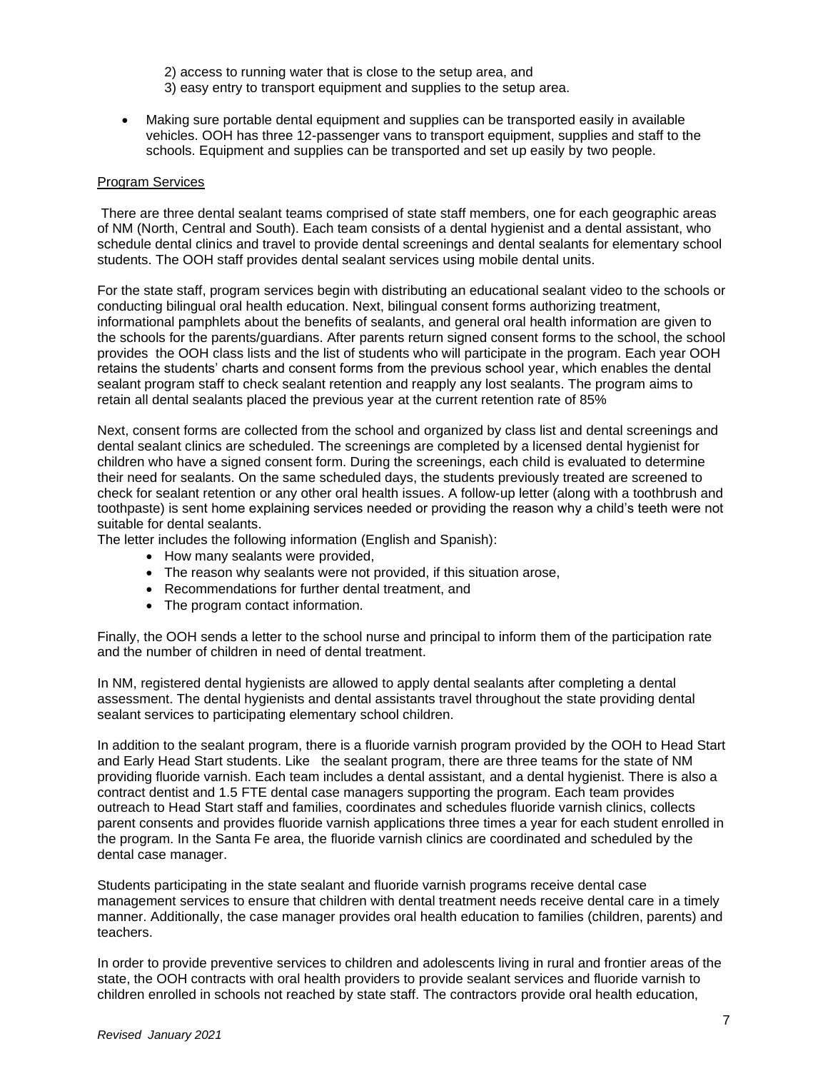2) access to running water that is close to the setup area, and
3) easy entry to transport equipment and supplies to the setup area.

- Making sure portable dental equipment and supplies can be transported easily in available vehicles. OOH has three 12-passenger vans to transport equipment, supplies and staff to the schools. Equipment and supplies can be transported and set up easily by two people.

<u>Program Services</u>

There are three dental sealant teams comprised of state staff members, one for each geographic areas of NM (North, Central and South). Each team consists of a dental hygienist and a dental assistant, who schedule dental clinics and travel to provide dental screenings and dental sealants for elementary school students. The OOH staff provides dental sealant services using mobile dental units.

For the state staff, program services begin with distributing an educational sealant video to the schools or conducting bilingual oral health education. Next, bilingual consent forms authorizing treatment, informational pamphlets about the benefits of sealants, and general oral health information are given to the schools for the parents/guardians. After parents return signed consent forms to the school, the school provides the OOH class lists and the list of students who will participate in the program. Each year OOH retains the students' charts and consent forms from the previous school year, which enables the dental sealant program staff to check sealant retention and reapply any lost sealants. The program aims to retain all dental sealants placed the previous year at the current retention rate of 85%

Next, consent forms are collected from the school and organized by class list and dental screenings and dental sealant clinics are scheduled. The screenings are completed by a licensed dental hygienist for children who have a signed consent form. During the screenings, each child is evaluated to determine their need for sealants. On the same scheduled days, the students previously treated are screened to check for sealant retention or any other oral health issues. A follow-up letter (along with a toothbrush and toothpaste) is sent home explaining services needed or providing the reason why a child's teeth were not suitable for dental sealants.
The letter includes the following information (English and Spanish):

- How many sealants were provided,
- The reason why sealants were not provided, if this situation arose,
- Recommendations for further dental treatment, and
- The program contact information.

Finally, the OOH sends a letter to the school nurse and principal to inform them of the participation rate and the number of children in need of dental treatment.

In NM, registered dental hygienists are allowed to apply dental sealants after completing a dental assessment. The dental hygienists and dental assistants travel throughout the state providing dental sealant services to participating elementary school children.

In addition to the sealant program, there is a fluoride varnish program provided by the OOH to Head Start and Early Head Start students. Like the sealant program, there are three teams for the state of NM providing fluoride varnish. Each team includes a dental assistant, and a dental hygienist. There is also a contract dentist and 1.5 FTE dental case managers supporting the program. Each team provides outreach to Head Start staff and families, coordinates and schedules fluoride varnish clinics, collects parent consents and provides fluoride varnish applications three times a year for each student enrolled in the program. In the Santa Fe area, the fluoride varnish clinics are coordinated and scheduled by the dental case manager.

Students participating in the state sealant and fluoride varnish programs receive dental case management services to ensure that children with dental treatment needs receive dental care in a timely manner. Additionally, the case manager provides oral health education to families (children, parents) and teachers.

In order to provide preventive services to children and adolescents living in rural and frontier areas of the state, the OOH contracts with oral health providers to provide sealant services and fluoride varnish to children enrolled in schools not reached by state staff. The contractors provide oral health education,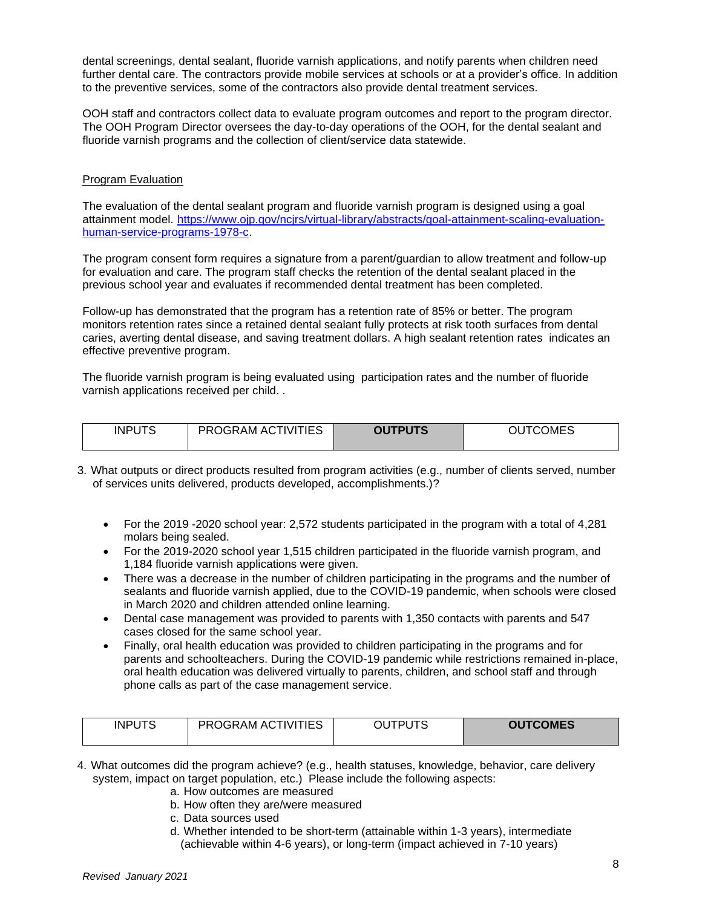dental screenings, dental sealant, fluoride varnish applications, and notify parents when children need further dental care. The contractors provide mobile services at schools or at a provider's office. In addition to the preventive services, some of the contractors also provide dental treatment services.

OOH staff and contractors collect data to evaluate program outcomes and report to the program director. The OOH Program Director oversees the day-to-day operations of the OOH, for the dental sealant and fluoride varnish programs and the collection of client/service data statewide.

Program Evaluation

The evaluation of the dental sealant program and fluoride varnish program is designed using a goal attainment model. https://www.ojp.gov/ncjrs/virtual-library/abstracts/goal-attainment-scaling-evaluation-human-service-programs-1978-c.

The program consent form requires a signature from a parent/guardian to allow treatment and follow-up for evaluation and care. The program staff checks the retention of the dental sealant placed in the previous school year and evaluates if recommended dental treatment has been completed.

Follow-up has demonstrated that the program has a retention rate of 85% or better. The program monitors retention rates since a retained dental sealant fully protects at risk tooth surfaces from dental caries, averting dental disease, and saving treatment dollars. A high sealant retention rates indicates an effective preventive program.

The fluoride varnish program is being evaluated using participation rates and the number of fluoride varnish applications received per child. .

| INPUTS | PROGRAM ACTIVITIES | **OUTPUTS** | OUTCOMES |
|---|---|---|---|

3. What outputs or direct products resulted from program activities (e.g., number of clients served, number of services units delivered, products developed, accomplishments.)?

- For the 2019 -2020 school year: 2,572 students participated in the program with a total of 4,281 molars being sealed.
- For the 2019-2020 school year 1,515 children participated in the fluoride varnish program, and 1,184 fluoride varnish applications were given.
- There was a decrease in the number of children participating in the programs and the number of sealants and fluoride varnish applied, due to the COVID-19 pandemic, when schools were closed in March 2020 and children attended online learning.
- Dental case management was provided to parents with 1,350 contacts with parents and 547 cases closed for the same school year.
- Finally, oral health education was provided to children participating in the programs and for parents and schoolteachers. During the COVID-19 pandemic while restrictions remained in-place, oral health education was delivered virtually to parents, children, and school staff and through phone calls as part of the case management service.

| INPUTS | PROGRAM ACTIVITIES | OUTPUTS | **OUTCOMES** |
|---|---|---|---|

4. What outcomes did the program achieve? (e.g., health statuses, knowledge, behavior, care delivery system, impact on target population, etc.) Please include the following aspects:
   a. How outcomes are measured
   b. How often they are/were measured
   c. Data sources used
   d. Whether intended to be short-term (attainable within 1-3 years), intermediate (achievable within 4-6 years), or long-term (impact achieved in 7-10 years)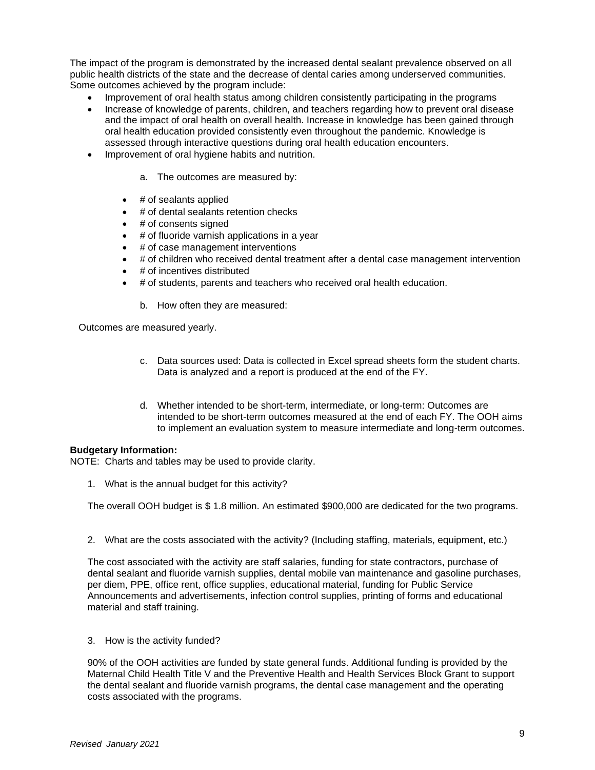The impact of the program is demonstrated by the increased dental sealant prevalence observed on all public health districts of the state and the decrease of dental caries among underserved communities. Some outcomes achieved by the program include:

- Improvement of oral health status among children consistently participating in the programs
- Increase of knowledge of parents, children, and teachers regarding how to prevent oral disease and the impact of oral health on overall health. Increase in knowledge has been gained through oral health education provided consistently even throughout the pandemic. Knowledge is assessed through interactive questions during oral health education encounters.
- Improvement of oral hygiene habits and nutrition.

a. The outcomes are measured by:

- # of sealants applied
- # of dental sealants retention checks
- # of consents signed
- # of fluoride varnish applications in a year
- # of case management interventions
- # of children who received dental treatment after a dental case management intervention
- # of incentives distributed
- # of students, parents and teachers who received oral health education.

b. How often they are measured:

Outcomes are measured yearly.

c. Data sources used: Data is collected in Excel spread sheets form the student charts. Data is analyzed and a report is produced at the end of the FY.

d. Whether intended to be short-term, intermediate, or long-term: Outcomes are intended to be short-term outcomes measured at the end of each FY. The OOH aims to implement an evaluation system to measure intermediate and long-term outcomes.

**Budgetary Information:**

NOTE: Charts and tables may be used to provide clarity.

1. What is the annual budget for this activity?

The overall OOH budget is $ 1.8 million. An estimated $900,000 are dedicated for the two programs.

2. What are the costs associated with the activity? (Including staffing, materials, equipment, etc.)

The cost associated with the activity are staff salaries, funding for state contractors, purchase of dental sealant and fluoride varnish supplies, dental mobile van maintenance and gasoline purchases, per diem, PPE, office rent, office supplies, educational material, funding for Public Service Announcements and advertisements, infection control supplies, printing of forms and educational material and staff training.

3. How is the activity funded?

90% of the OOH activities are funded by state general funds. Additional funding is provided by the Maternal Child Health Title V and the Preventive Health and Health Services Block Grant to support the dental sealant and fluoride varnish programs, the dental case management and the operating costs associated with the programs.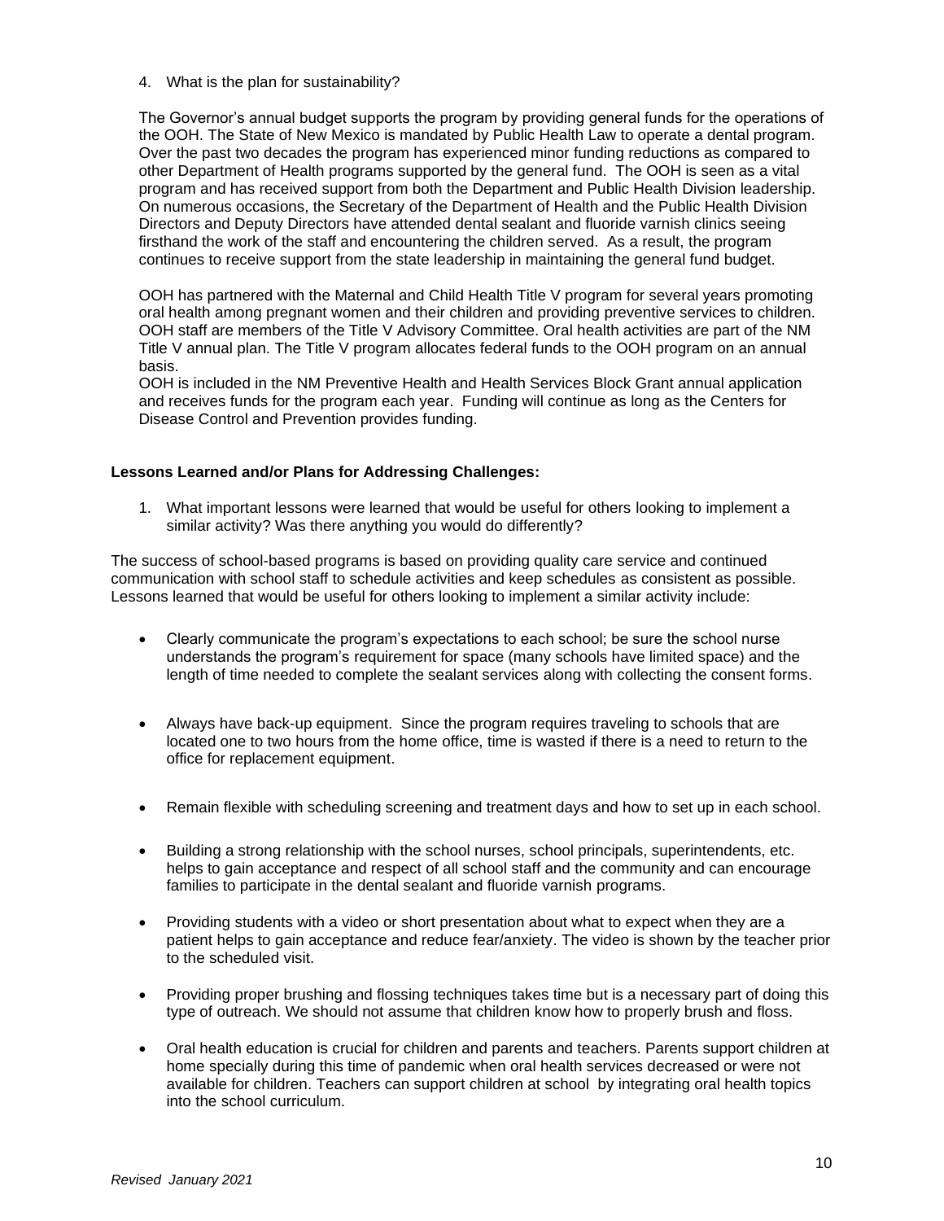4. What is the plan for sustainability?

   The Governor's annual budget supports the program by providing general funds for the operations of the OOH. The State of New Mexico is mandated by Public Health Law to operate a dental program. Over the past two decades the program has experienced minor funding reductions as compared to other Department of Health programs supported by the general fund. The OOH is seen as a vital program and has received support from both the Department and Public Health Division leadership. On numerous occasions, the Secretary of the Department of Health and the Public Health Division Directors and Deputy Directors have attended dental sealant and fluoride varnish clinics seeing firsthand the work of the staff and encountering the children served. As a result, the program continues to receive support from the state leadership in maintaining the general fund budget.

   OOH has partnered with the Maternal and Child Health Title V program for several years promoting oral health among pregnant women and their children and providing preventive services to children. OOH staff are members of the Title V Advisory Committee. Oral health activities are part of the NM Title V annual plan. The Title V program allocates federal funds to the OOH program on an annual basis.

   OOH is included in the NM Preventive Health and Health Services Block Grant annual application and receives funds for the program each year. Funding will continue as long as the Centers for Disease Control and Prevention provides funding.

**Lessons Learned and/or Plans for Addressing Challenges:**

1. What important lessons were learned that would be useful for others looking to implement a similar activity? Was there anything you would do differently?

The success of school-based programs is based on providing quality care service and continued communication with school staff to schedule activities and keep schedules as consistent as possible. Lessons learned that would be useful for others looking to implement a similar activity include:

- Clearly communicate the program's expectations to each school; be sure the school nurse understands the program's requirement for space (many schools have limited space) and the length of time needed to complete the sealant services along with collecting the consent forms.
- Always have back-up equipment. Since the program requires traveling to schools that are located one to two hours from the home office, time is wasted if there is a need to return to the office for replacement equipment.
- Remain flexible with scheduling screening and treatment days and how to set up in each school.
- Building a strong relationship with the school nurses, school principals, superintendents, etc. helps to gain acceptance and respect of all school staff and the community and can encourage families to participate in the dental sealant and fluoride varnish programs.
- Providing students with a video or short presentation about what to expect when they are a patient helps to gain acceptance and reduce fear/anxiety. The video is shown by the teacher prior to the scheduled visit.
- Providing proper brushing and flossing techniques takes time but is a necessary part of doing this type of outreach. We should not assume that children know how to properly brush and floss.
- Oral health education is crucial for children and parents and teachers. Parents support children at home specially during this time of pandemic when oral health services decreased or were not available for children. Teachers can support children at school by integrating oral health topics into the school curriculum.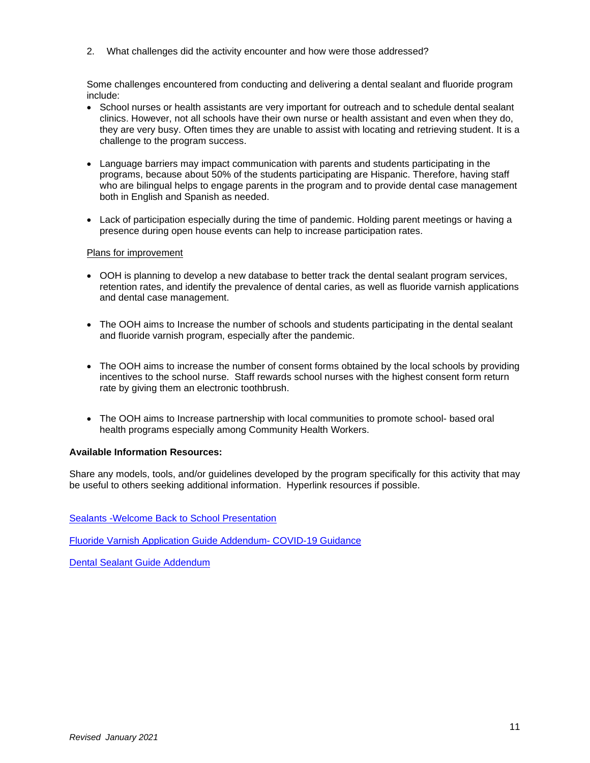2. What challenges did the activity encounter and how were those addressed?

Some challenges encountered from conducting and delivering a dental sealant and fluoride program include:

- School nurses or health assistants are very important for outreach and to schedule dental sealant clinics. However, not all schools have their own nurse or health assistant and even when they do, they are very busy. Often times they are unable to assist with locating and retrieving student. It is a challenge to the program success.

- Language barriers may impact communication with parents and students participating in the programs, because about 50% of the students participating are Hispanic. Therefore, having staff who are bilingual helps to engage parents in the program and to provide dental case management both in English and Spanish as needed.

- Lack of participation especially during the time of pandemic. Holding parent meetings or having a presence during open house events can help to increase participation rates.

<u>Plans for improvement</u>

- OOH is planning to develop a new database to better track the dental sealant program services, retention rates, and identify the prevalence of dental caries, as well as fluoride varnish applications and dental case management.

- The OOH aims to Increase the number of schools and students participating in the dental sealant and fluoride varnish program, especially after the pandemic.

- The OOH aims to increase the number of consent forms obtained by the local schools by providing incentives to the school nurse. Staff rewards school nurses with the highest consent form return rate by giving them an electronic toothbrush.

- The OOH aims to Increase partnership with local communities to promote school- based oral health programs especially among Community Health Workers.

**Available Information Resources:**

Share any models, tools, and/or guidelines developed by the program specifically for this activity that may be useful to others seeking additional information. Hyperlink resources if possible.

[Sealants -Welcome Back to School Presentation]

[Fluoride Varnish Application Guide Addendum- COVID-19 Guidance]

[Dental Sealant Guide Addendum]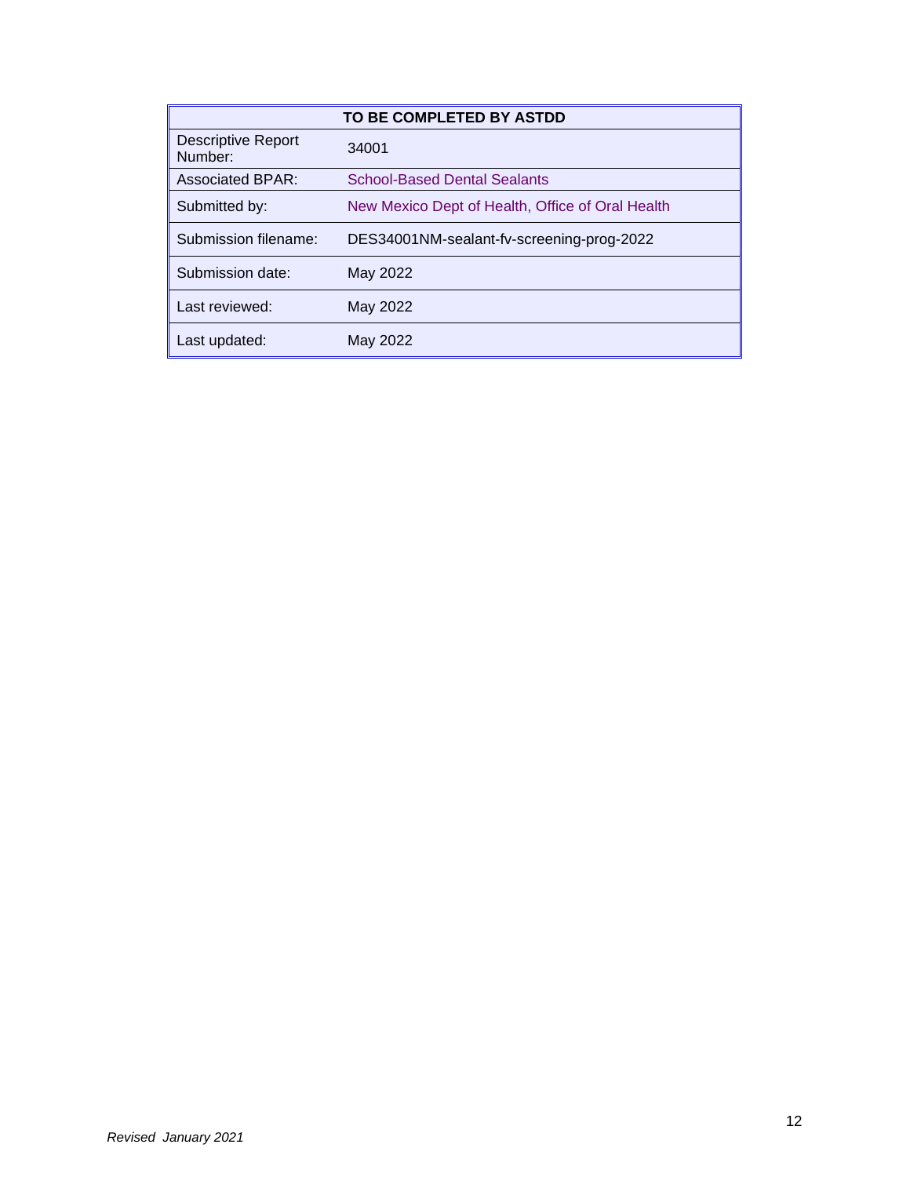| TO BE COMPLETED BY ASTDD | |
|---|---|
| Descriptive Report Number: | 34001 |
| Associated BPAR: | School-Based Dental Sealants |
| Submitted by: | New Mexico Dept of Health, Office of Oral Health |
| Submission filename: | DES34001NM-sealant-fv-screening-prog-2022 |
| Submission date: | May 2022 |
| Last reviewed: | May 2022 |
| Last updated: | May 2022 |